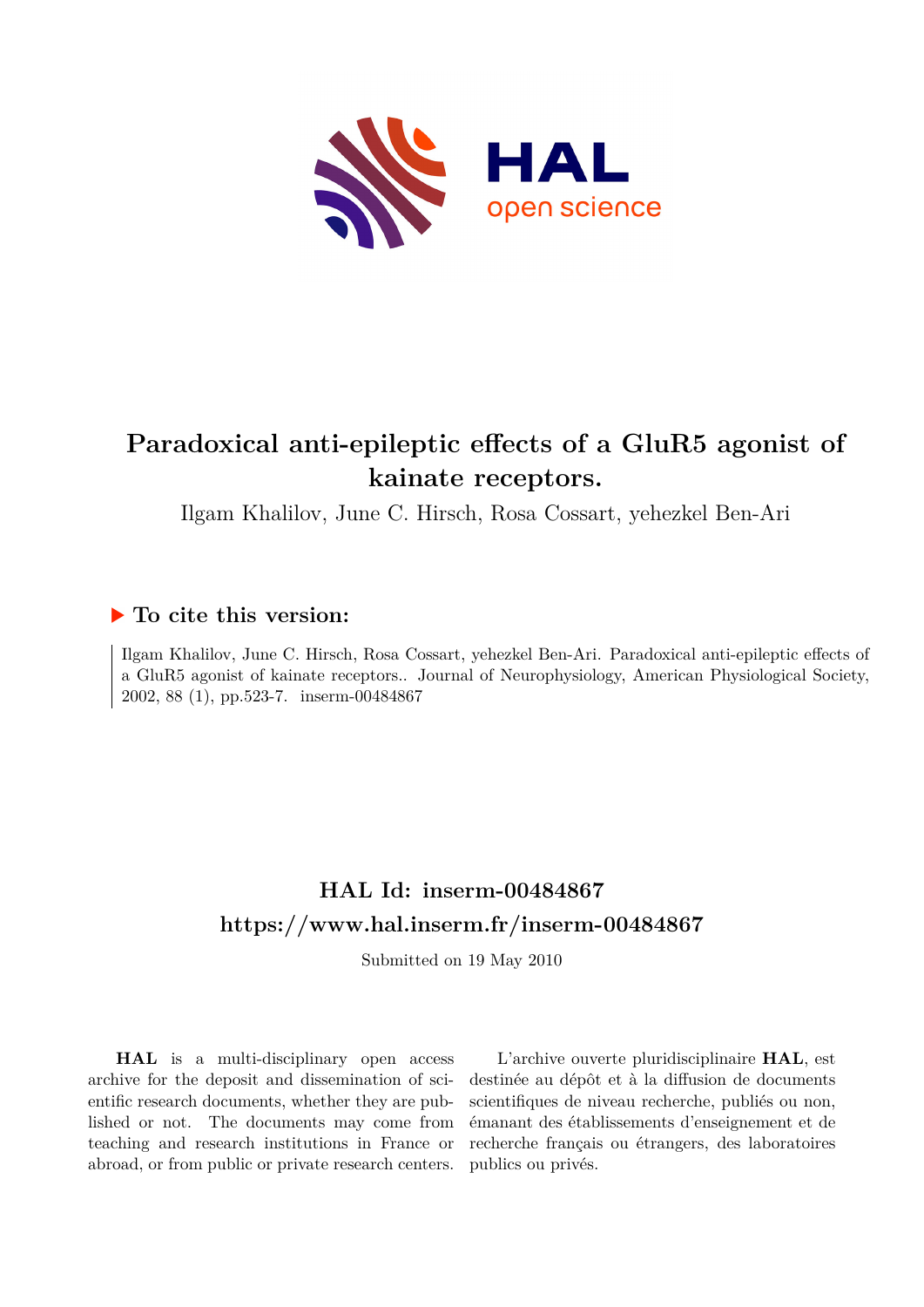# Paradoxical anti-epileptic effects of a GluR5 agonist of kainate receptors.

Ilgam Khalilov, June C. Hirsch, Rosa Cossart, yehezkel Ben-Ari

## ▶ To cite this version:

Ilgam Khalilov, June C. Hirsch, Rosa Cossart, yehezkel Ben-Ari. Paradoxical anti-epileptic effects of a GluR5 agonist of kainate receptors.. Journal of Neurophysiology, American Physiological Society, 2002, 88 (1), pp.523-7. inserm-00484867

## HAL Id: inserm-00484867

## https://www.hal.inserm.fr/inserm-00484867

Submitted on 19 May 2010

**HAL** is a multi-disciplinary open access archive for the deposit and dissemination of scientific research documents, whether they are published or not. The documents may come from teaching and research institutions in France or abroad, or from public or private research centers.

L'archive ouverte pluridisciplinaire **HAL**, est destinée au dépôt et à la diffusion de documents scientifiques de niveau recherche, publiés ou non, émanant des établissements d'enseignement et de recherche français ou étrangers, des laboratoires publics ou privés.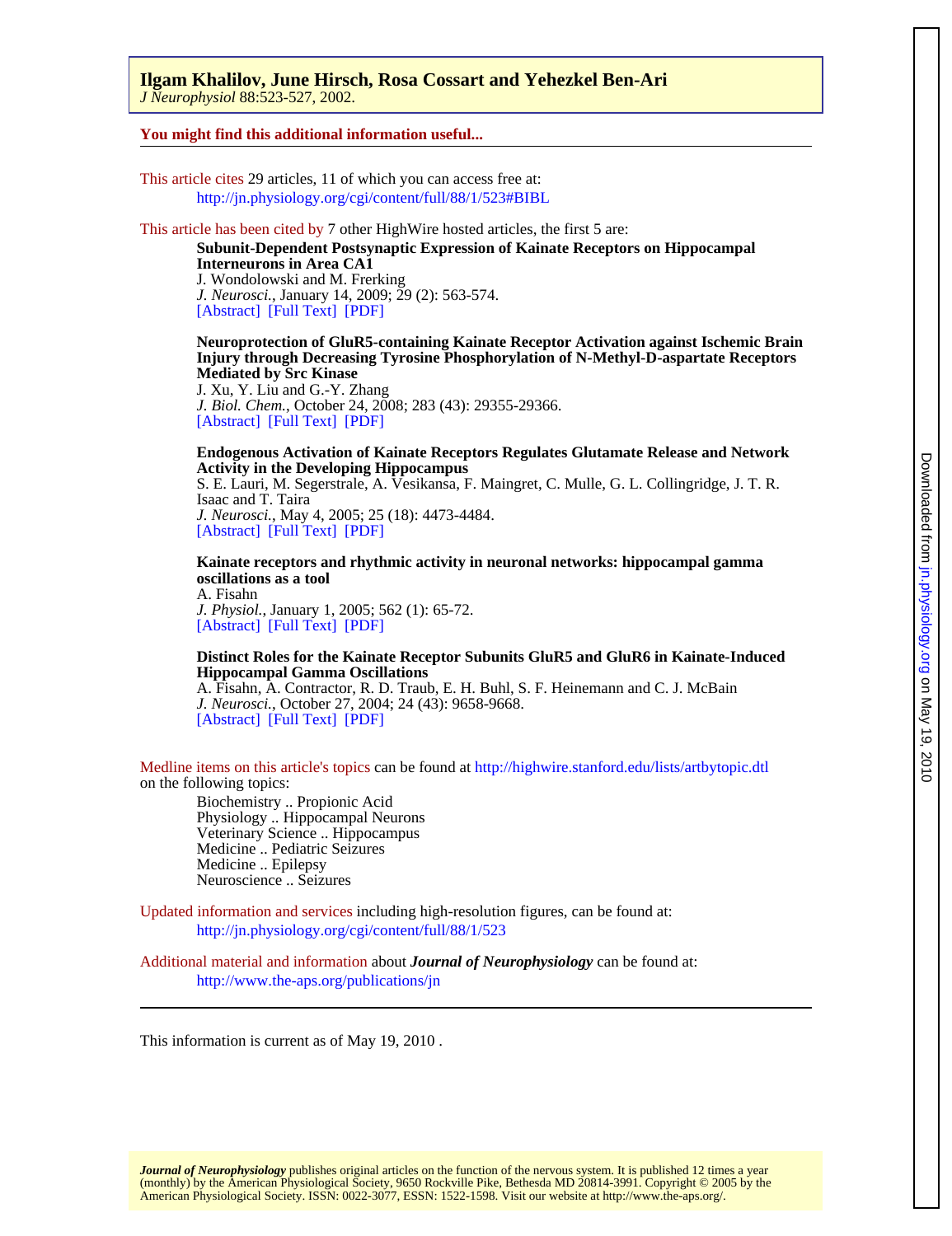**Ilgam Khalilov, June Hirsch, Rosa Cossart and Yehezkel Ben-Ari**
*J Neurophysiol* 88:523-527, 2002.

**You might find this additional information useful...**

This article cites 29 articles, 11 of which you can access free at:
http://jn.physiology.org/cgi/content/full/88/1/523#BIBL

This article has been cited by 7 other HighWire hosted articles, the first 5 are:

**Subunit-Dependent Postsynaptic Expression of Kainate Receptors on Hippocampal Interneurons in Area CA1**
J. Wondolowski and M. Frerking
*J. Neurosci.*, January 14, 2009; 29 (2): 563-574.
[Abstract] [Full Text] [PDF]

**Neuroprotection of GluR5-containing Kainate Receptor Activation against Ischemic Brain Injury through Decreasing Tyrosine Phosphorylation of N-Methyl-D-aspartate Receptors Mediated by Src Kinase**
J. Xu, Y. Liu and G.-Y. Zhang
*J. Biol. Chem.*, October 24, 2008; 283 (43): 29355-29366.
[Abstract] [Full Text] [PDF]

**Endogenous Activation of Kainate Receptors Regulates Glutamate Release and Network Activity in the Developing Hippocampus**
S. E. Lauri, M. Segerstrale, A. Vesikansa, F. Maingret, C. Mulle, G. L. Collingridge, J. T. R. Isaac and T. Taira
*J. Neurosci.*, May 4, 2005; 25 (18): 4473-4484.
[Abstract] [Full Text] [PDF]

**Kainate receptors and rhythmic activity in neuronal networks: hippocampal gamma oscillations as a tool**
A. Fisahn
*J. Physiol.*, January 1, 2005; 562 (1): 65-72.
[Abstract] [Full Text] [PDF]

**Distinct Roles for the Kainate Receptor Subunits GluR5 and GluR6 in Kainate-Induced Hippocampal Gamma Oscillations**
A. Fisahn, A. Contractor, R. D. Traub, E. H. Buhl, S. F. Heinemann and C. J. McBain
*J. Neurosci.*, October 27, 2004; 24 (43): 9658-9668.
[Abstract] [Full Text] [PDF]

Medline items on this article's topics can be found at http://highwire.stanford.edu/lists/artbytopic.dtl on the following topics:

Biochemistry .. Propionic Acid
Physiology .. Hippocampal Neurons
Veterinary Science .. Hippocampus
Medicine .. Pediatric Seizures
Medicine .. Epilepsy
Neuroscience .. Seizures

Updated information and services including high-resolution figures, can be found at:
http://jn.physiology.org/cgi/content/full/88/1/523

Additional material and information about ***Journal of Neurophysiology*** can be found at:
http://www.the-aps.org/publications/jn

This information is current as of May 19, 2010 .

*Journal of Neurophysiology* publishes original articles on the function of the nervous system. It is published 12 times a year (monthly) by the American Physiological Society, 9650 Rockville Pike, Bethesda MD 20814-3991. Copyright © 2005 by the American Physiological Society. ISSN: 0022-3077, ESSN: 1522-1598. Visit our website at http://www.the-aps.org/.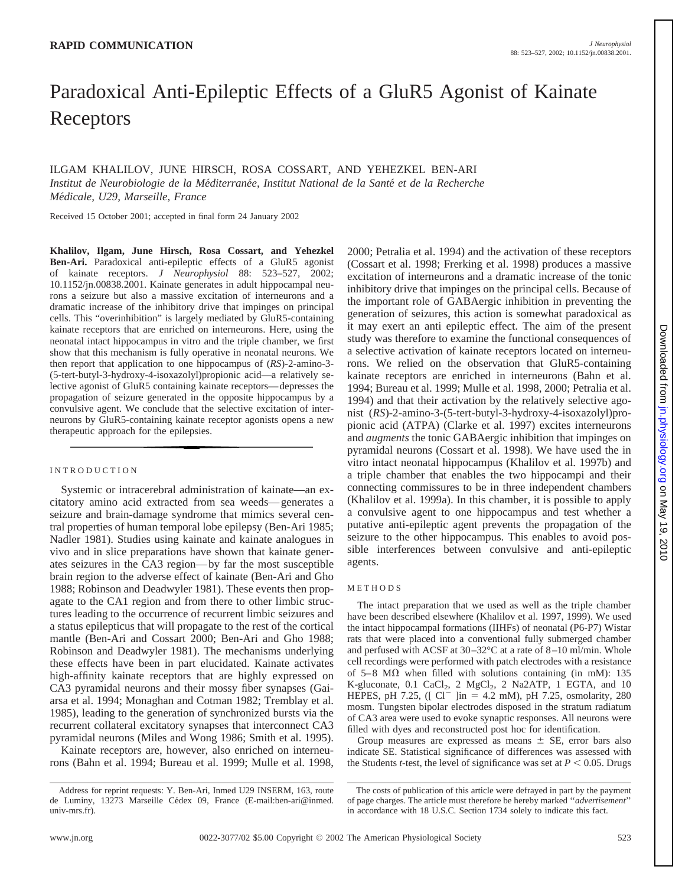# Paradoxical Anti-Epileptic Effects of a GluR5 Agonist of Kainate Receptors

ILGAM KHALILOV, JUNE HIRSCH, ROSA COSSART, AND YEHEZKEL BEN-ARI

*Institut de Neurobiologie de la Méditerranée, Institut National de la Santé et de la Recherche Médicale, U29, Marseille, France*

Received 15 October 2001; accepted in final form 24 January 2002

**Khalilov, Ilgam, June Hirsch, Rosa Cossart, and Yehezkel Ben-Ari.** Paradoxical anti-epileptic effects of a GluR5 agonist of kainate receptors. *J Neurophysiol* 88: 523–527, 2002; 10.1152/jn.00838.2001. Kainate generates in adult hippocampal neurons a seizure but also a massive excitation of interneurons and a dramatic increase of the inhibitory drive that impinges on principal cells. This "overinhibition" is largely mediated by GluR5-containing kainate receptors that are enriched on interneurons. Here, using the neonatal intact hippocampus in vitro and the triple chamber, we first show that this mechanism is fully operative in neonatal neurons. We then report that application to one hippocampus of (*RS*)-2-amino-3-(5-tert-butyl-3-hydroxy-4-isoxazolyl)propionic acid—a relatively selective agonist of GluR5 containing kainate receptors—depresses the propagation of seizure generated in the opposite hippocampus by a convulsive agent. We conclude that the selective excitation of interneurons by GluR5-containing kainate receptor agonists opens a new therapeutic approach for the epilepsies.

## INTRODUCTION

Systemic or intracerebral administration of kainate—an excitatory amino acid extracted from sea weeds—generates a seizure and brain-damage syndrome that mimics several central properties of human temporal lobe epilepsy (Ben-Ari 1985; Nadler 1981). Studies using kainate and kainate analogues in vivo and in slice preparations have shown that kainate generates seizures in the CA3 region—by far the most susceptible brain region to the adverse effect of kainate (Ben-Ari and Gho 1988; Robinson and Deadwyler 1981). These events then propagate to the CA1 region and from there to other limbic structures leading to the occurrence of recurrent limbic seizures and a status epilepticus that will propagate to the rest of the cortical mantle (Ben-Ari and Cossart 2000; Ben-Ari and Gho 1988; Robinson and Deadwyler 1981). The mechanisms underlying these effects have been in part elucidated. Kainate activates high-affinity kainate receptors that are highly expressed on CA3 pyramidal neurons and their mossy fiber synapses (Gaiarsa et al. 1994; Monaghan and Cotman 1982; Tremblay et al. 1985), leading to the generation of synchronized bursts via the recurrent collateral excitatory synapses that interconnect CA3 pyramidal neurons (Miles and Wong 1986; Smith et al. 1995).

Kainate receptors are, however, also enriched on interneurons (Bahn et al. 1994; Bureau et al. 1999; Mulle et al. 1998, 2000; Petralia et al. 1994) and the activation of these receptors (Cossart et al. 1998; Frerking et al. 1998) produces a massive excitation of interneurons and a dramatic increase of the tonic inhibitory drive that impinges on the principal cells. Because of the important role of GABAergic inhibition in preventing the generation of seizures, this action is somewhat paradoxical as it may exert an anti epileptic effect. The aim of the present study was therefore to examine the functional consequences of a selective activation of kainate receptors located on interneurons. We relied on the observation that GluR5-containing kainate receptors are enriched in interneurons (Bahn et al. 1994; Bureau et al. 1999; Mulle et al. 1998, 2000; Petralia et al. 1994) and that their activation by the relatively selective agonist (*RS*)-2-amino-3-(5-tert-butyl-3-hydroxy-4-isoxazolyl)propionic acid (ATPA) (Clarke et al. 1997) excites interneurons and *augments* the tonic GABAergic inhibition that impinges on pyramidal neurons (Cossart et al. 1998). We have used the in vitro intact neonatal hippocampus (Khalilov et al. 1997b) and a triple chamber that enables the two hippocampi and their connecting commissures to be in three independent chambers (Khalilov et al. 1999a). In this chamber, it is possible to apply a convulsive agent to one hippocampus and test whether a putative anti-epileptic agent prevents the propagation of the seizure to the other hippocampus. This enables to avoid possible interferences between convulsive and anti-epileptic agents.

## METHODS

The intact preparation that we used as well as the triple chamber have been described elsewhere (Khalilov et al. 1997, 1999). We used the intact hippocampal formations (IIHFs) of neonatal (P6-P7) Wistar rats that were placed into a conventional fully submerged chamber and perfused with ACSF at 30–32°C at a rate of 8–10 ml/min. Whole cell recordings were performed with patch electrodes with a resistance of 5–8 MΩ when filled with solutions containing (in mM): 135 K-gluconate, 0.1 $CaCl_2$, 2 $MgCl_2$, 2 Na2ATP, 1 EGTA, and 10 HEPES, pH 7.25, ([ $Cl^-$ ]in = 4.2 mM), pH 7.25, osmolarity, 280 mosm. Tungsten bipolar electrodes disposed in the stratum radiatum of CA3 area were used to evoke synaptic responses. All neurons were filled with dyes and reconstructed post hoc for identification.

Group measures are expressed as means ± SE, error bars also indicate SE. Statistical significance of differences was assessed with the Students *t*-test, the level of significance was set at $P < 0.05$. Drugs

Address for reprint requests: Y. Ben-Ari, Inmed U29 INSERM, 163, route de Luminy, 13273 Marseille Cédex 09, France (E-mail:ben-ari@inmed.univ-mrs.fr).

The costs of publication of this article were defrayed in part by the payment of page charges. The article must therefore be hereby marked "*advertisement*" in accordance with 18 U.S.C. Section 1734 solely to indicate this fact.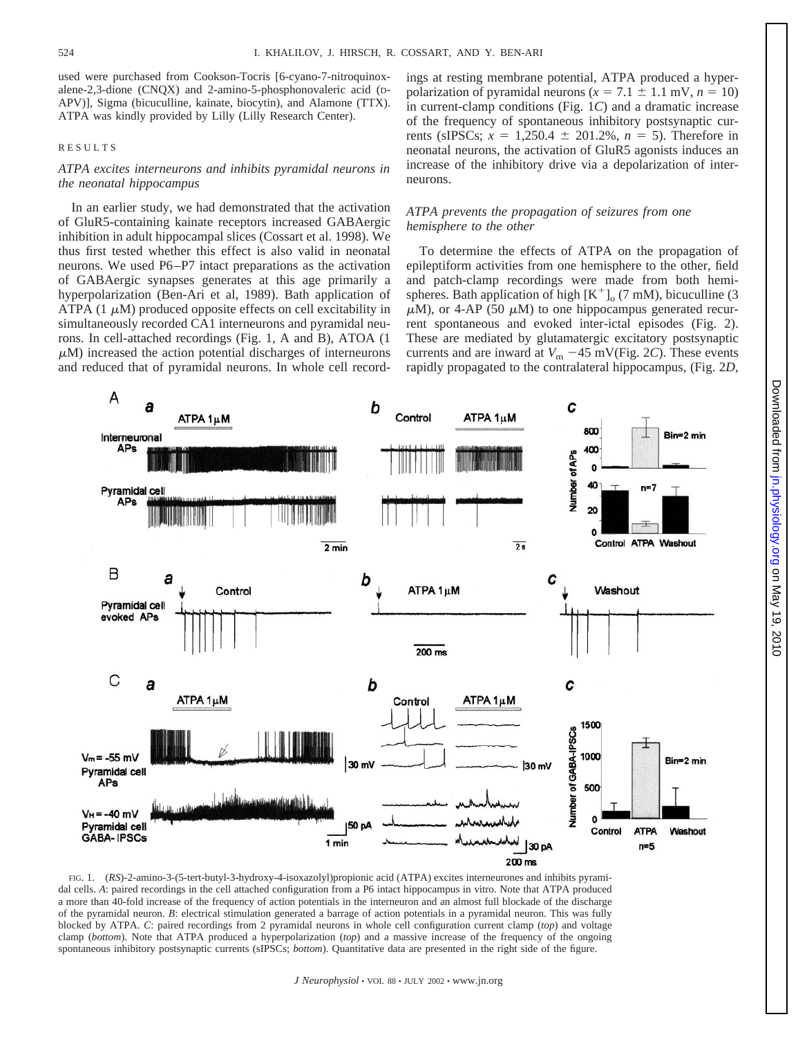used were purchased from Cookson-Tocris [6-cyano-7-nitroquinoxalene-2,3-dione (CNQX) and 2-amino-5-phosphonovaleric acid (D-APV)], Sigma (bicuculline, kainate, biocytin), and Alamone (TTX). ATPA was kindly provided by Lilly (Lilly Research Center).

## RESULTS

### *ATPA excites interneurons and inhibits pyramidal neurons in the neonatal hippocampus*

In an earlier study, we had demonstrated that the activation of GluR5-containing kainate receptors increased GABAergic inhibition in adult hippocampal slices (Cossart et al. 1998). We thus first tested whether this effect is also valid in neonatal neurons. We used P6–P7 intact preparations as the activation of GABAergic synapses generates at this age primarily a hyperpolarization (Ben-Ari et al, 1989). Bath application of ATPA (1 $\mu$M) produced opposite effects on cell excitability in simultaneously recorded CA1 interneurons and pyramidal neurons. In cell-attached recordings (Fig. 1, A and B), ATOA (1 $\mu$M) increased the action potential discharges of interneurons and reduced that of pyramidal neurons. In whole cell recordings at resting membrane potential, ATPA produced a hyperpolarization of pyramidal neurons ($x = 7.1 \pm 1.1$ mV, $n = 10$) in current-clamp conditions (Fig. 1*C*) and a dramatic increase of the frequency of spontaneous inhibitory postsynaptic currents (sIPSCs; $x = 1{,}250.4 \pm 201.2\%$, $n = 5$). Therefore in neonatal neurons, the activation of GluR5 agonists induces an increase of the inhibitory drive via a depolarization of interneurons.

### *ATPA prevents the propagation of seizures from one hemisphere to the other*

To determine the effects of ATPA on the propagation of epileptiform activities from one hemisphere to the other, field and patch-clamp recordings were made from both hemispheres. Bath application of high $[K^+]_o$ (7 mM), bicuculline (3 $\mu$M), or 4-AP (50 $\mu$M) to one hippocampus generated recurrent spontaneous and evoked inter-ictal episodes (Fig. 2). These are mediated by glutamatergic excitatory postsynaptic currents and are inward at $V_m$ −45 mV(Fig. 2*C*). These events rapidly propagated to the contralateral hippocampus, (Fig. 2*D*,

FIG. 1. (*RS*)-2-amino-3-(5-tert-butyl-3-hydroxy-4-isoxazolyl)propionic acid (ATPA) excites interneurones and inhibits pyramidal cells. *A*: paired recordings in the cell attached configuration from a P6 intact hippocampus in vitro. Note that ATPA produced a more than 40-fold increase of the frequency of action potentials in the interneuron and an almost full blockade of the discharge of the pyramidal neuron. *B*: electrical stimulation generated a barrage of action potentials in a pyramidal neuron. This was fully blocked by ATPA. *C*: paired recordings from 2 pyramidal neurons in whole cell configuration current clamp (*top*) and voltage clamp (*bottom*). Note that ATPA produced a hyperpolarization (*top*) and a massive increase of the frequency of the ongoing spontaneous inhibitory postsynaptic currents (sIPSCs; *bottom*). Quantitative data are presented in the right side of the figure.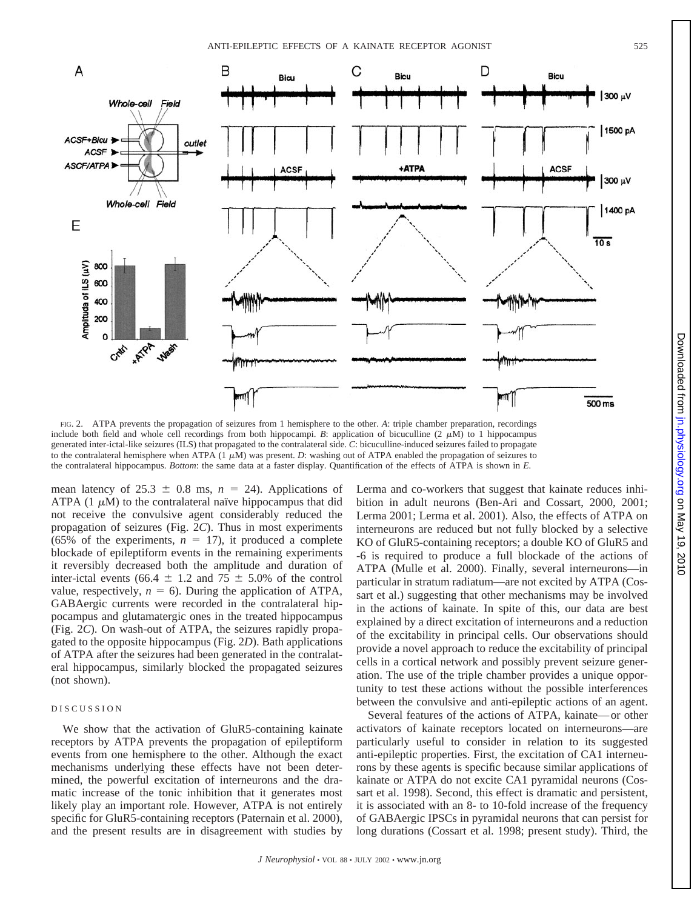FIG. 2. ATPA prevents the propagation of seizures from 1 hemisphere to the other. *A*: triple chamber preparation, recordings include both field and whole cell recordings from both hippocampi. *B*: application of bicuculline (2 $\mu$M) to 1 hippocampus generated inter-ictal-like seizures (ILS) that propagated to the contralateral side. *C*: bicuculline-induced seizures failed to propagate to the contralateral hemisphere when ATPA (1 $\mu$M) was present. *D*: washing out of ATPA enabled the propagation of seizures to the contralateral hippocampus. *Bottom*: the same data at a faster display. Quantification of the effects of ATPA is shown in *E*.

mean latency of 25.3 $\pm$ 0.8 ms, $n$ = 24). Applications of ATPA (1 $\mu$M) to the contralateral naïve hippocampus that did not receive the convulsive agent considerably reduced the propagation of seizures (Fig. 2*C*). Thus in most experiments (65% of the experiments, $n$ = 17), it produced a complete blockade of epileptiform events in the remaining experiments it reversibly decreased both the amplitude and duration of inter-ictal events (66.4 $\pm$ 1.2 and 75 $\pm$ 5.0% of the control value, respectively, $n$ = 6). During the application of ATPA, GABAergic currents were recorded in the contralateral hippocampus and glutamatergic ones in the treated hippocampus (Fig. 2*C*). On wash-out of ATPA, the seizures rapidly propagated to the opposite hippocampus (Fig. 2*D*). Bath applications of ATPA after the seizures had been generated in the contralateral hippocampus, similarly blocked the propagated seizures (not shown).

## DISCUSSION

We show that the activation of GluR5-containing kainate receptors by ATPA prevents the propagation of epileptiform events from one hemisphere to the other. Although the exact mechanisms underlying these effects have not been determined, the powerful excitation of interneurons and the dramatic increase of the tonic inhibition that it generates most likely play an important role. However, ATPA is not entirely specific for GluR5-containing receptors (Paternain et al. 2000), and the present results are in disagreement with studies by Lerma and co-workers that suggest that kainate reduces inhibition in adult neurons (Ben-Ari and Cossart, 2000, 2001; Lerma 2001; Lerma et al. 2001). Also, the effects of ATPA on interneurons are reduced but not fully blocked by a selective KO of GluR5-containing receptors; a double KO of GluR5 and -6 is required to produce a full blockade of the actions of ATPA (Mulle et al. 2000). Finally, several interneurons—in particular in stratum radiatum—are not excited by ATPA (Cossart et al.) suggesting that other mechanisms may be involved in the actions of kainate. In spite of this, our data are best explained by a direct excitation of interneurons and a reduction of the excitability in principal cells. Our observations should provide a novel approach to reduce the excitability of principal cells in a cortical network and possibly prevent seizure generation. The use of the triple chamber provides a unique opportunity to test these actions without the possible interferences between the convulsive and anti-epileptic actions of an agent.

Several features of the actions of ATPA, kainate—or other activators of kainate receptors located on interneurons—are particularly useful to consider in relation to its suggested anti-epileptic properties. First, the excitation of CA1 interneurons are specific because similar applications of kainate or ATPA do not excite CA1 pyramidal neurons (Cossart et al. 1998). Second, this effect is dramatic and persistent, it is associated with an 8- to 10-fold increase of the frequency of GABAergic IPSCs in pyramidal neurons that can persist for long durations (Cossart et al. 1998; present study). Third, the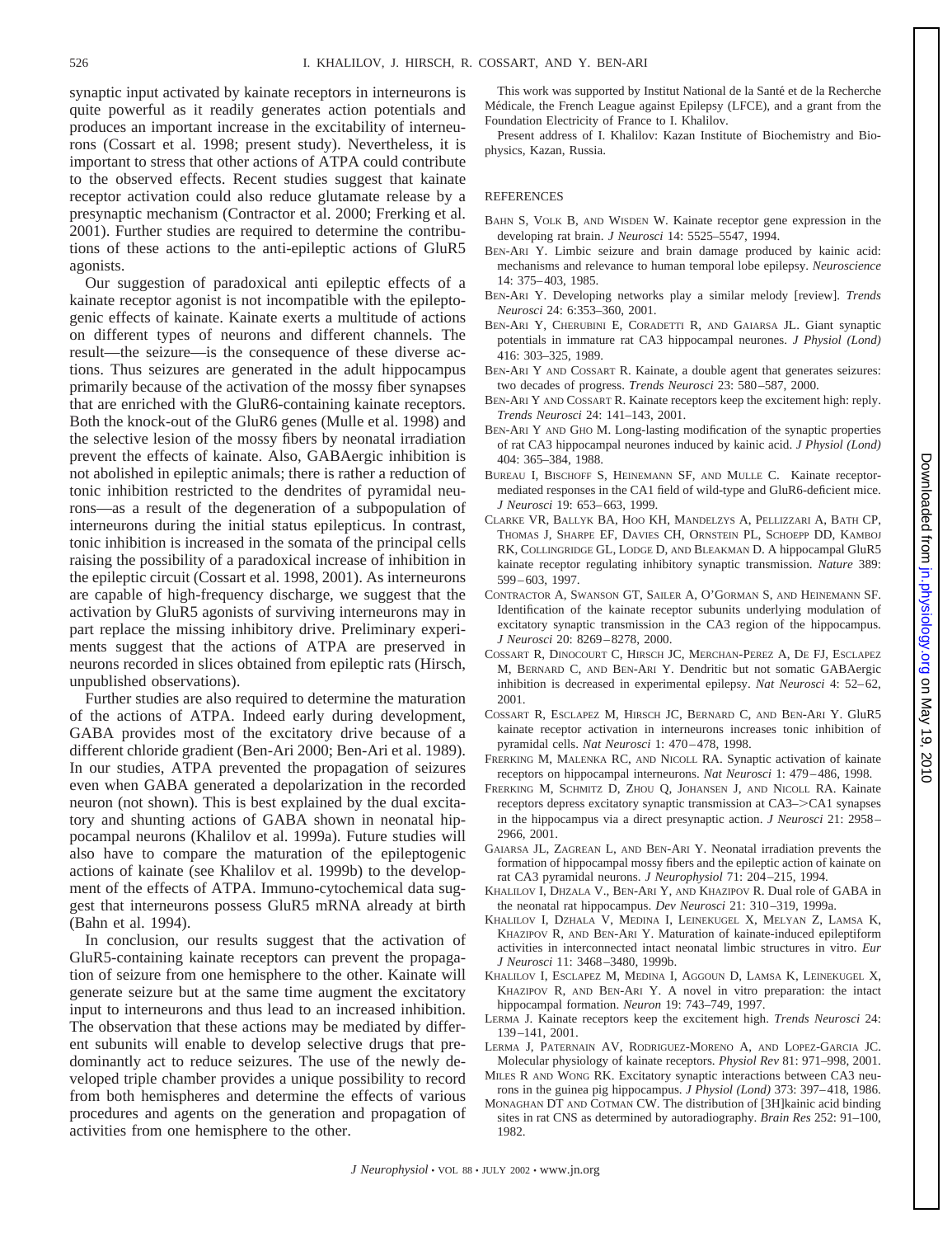synaptic input activated by kainate receptors in interneurons is quite powerful as it readily generates action potentials and produces an important increase in the excitability of interneurons (Cossart et al. 1998; present study). Nevertheless, it is important to stress that other actions of ATPA could contribute to the observed effects. Recent studies suggest that kainate receptor activation could also reduce glutamate release by a presynaptic mechanism (Contractor et al. 2000; Frerking et al. 2001). Further studies are required to determine the contributions of these actions to the anti-epileptic actions of GluR5 agonists.

Our suggestion of paradoxical anti epileptic effects of a kainate receptor agonist is not incompatible with the epileptogenic effects of kainate. Kainate exerts a multitude of actions on different types of neurons and different channels. The result—the seizure—is the consequence of these diverse actions. Thus seizures are generated in the adult hippocampus primarily because of the activation of the mossy fiber synapses that are enriched with the GluR6-containing kainate receptors. Both the knock-out of the GluR6 genes (Mulle et al. 1998) and the selective lesion of the mossy fibers by neonatal irradiation prevent the effects of kainate. Also, GABAergic inhibition is not abolished in epileptic animals; there is rather a reduction of tonic inhibition restricted to the dendrites of pyramidal neurons—as a result of the degeneration of a subpopulation of interneurons during the initial status epilepticus. In contrast, tonic inhibition is increased in the somata of the principal cells raising the possibility of a paradoxical increase of inhibition in the epileptic circuit (Cossart et al. 1998, 2001). As interneurons are capable of high-frequency discharge, we suggest that the activation by GluR5 agonists of surviving interneurons may in part replace the missing inhibitory drive. Preliminary experiments suggest that the actions of ATPA are preserved in neurons recorded in slices obtained from epileptic rats (Hirsch, unpublished observations).

Further studies are also required to determine the maturation of the actions of ATPA. Indeed early during development, GABA provides most of the excitatory drive because of a different chloride gradient (Ben-Ari 2000; Ben-Ari et al. 1989). In our studies, ATPA prevented the propagation of seizures even when GABA generated a depolarization in the recorded neuron (not shown). This is best explained by the dual excitatory and shunting actions of GABA shown in neonatal hippocampal neurons (Khalilov et al. 1999a). Future studies will also have to compare the maturation of the epileptogenic actions of kainate (see Khalilov et al. 1999b) to the development of the effects of ATPA. Immuno-cytochemical data suggest that interneurons possess GluR5 mRNA already at birth (Bahn et al. 1994).

In conclusion, our results suggest that the activation of GluR5-containing kainate receptors can prevent the propagation of seizure from one hemisphere to the other. Kainate will generate seizure but at the same time augment the excitatory input to interneurons and thus lead to an increased inhibition. The observation that these actions may be mediated by different subunits will enable to develop selective drugs that predominantly act to reduce seizures. The use of the newly developed triple chamber provides a unique possibility to record from both hemispheres and determine the effects of various procedures and agents on the generation and propagation of activities from one hemisphere to the other.

This work was supported by Institut National de la Santé et de la Recherche Médicale, the French League against Epilepsy (LFCE), and a grant from the Foundation Electricity of France to I. Khalilov.

Present address of I. Khalilov: Kazan Institute of Biochemistry and Biophysics, Kazan, Russia.

## REFERENCES

Bahn S, Volk B, and Wisden W. Kainate receptor gene expression in the developing rat brain. *J Neurosci* 14: 5525–5547, 1994.

Ben-Ari Y. Limbic seizure and brain damage produced by kainic acid: mechanisms and relevance to human temporal lobe epilepsy. *Neuroscience* 14: 375–403, 1985.

Ben-Ari Y. Developing networks play a similar melody [review]. *Trends Neurosci* 24: 6:353–360, 2001.

Ben-Ari Y, Cherubini E, Coradetti R, and Gaiarsa JL. Giant synaptic potentials in immature rat CA3 hippocampal neurones. *J Physiol (Lond)* 416: 303–325, 1989.

Ben-Ari Y and Cossart R. Kainate, a double agent that generates seizures: two decades of progress. *Trends Neurosci* 23: 580–587, 2000.

Ben-Ari Y and Cossart R. Kainate receptors keep the excitement high: reply. *Trends Neurosci* 24: 141–143, 2001.

Ben-Ari Y and Gho M. Long-lasting modification of the synaptic properties of rat CA3 hippocampal neurones induced by kainic acid. *J Physiol (Lond)* 404: 365–384, 1988.

Bureau I, Bischoff S, Heinemann SF, and Mulle C. Kainate receptor-mediated responses in the CA1 field of wild-type and GluR6-deficient mice. *J Neurosci* 19: 653–663, 1999.

Clarke VR, Ballyk BA, Hoo KH, Mandelzys A, Pellizzari A, Bath CP, Thomas J, Sharpe EF, Davies CH, Ornstein PL, Schoepp DD, Kamboj RK, Collingridge GL, Lodge D, and Bleakman D. A hippocampal GluR5 kainate receptor regulating inhibitory synaptic transmission. *Nature* 389: 599–603, 1997.

Contractor A, Swanson GT, Sailer A, O'Gorman S, and Heinemann SF. Identification of the kainate receptor subunits underlying modulation of excitatory synaptic transmission in the CA3 region of the hippocampus. *J Neurosci* 20: 8269–8278, 2000.

Cossart R, Dinocourt C, Hirsch JC, Merchan-Perez A, De FJ, Esclapez M, Bernard C, and Ben-Ari Y. Dendritic but not somatic GABAergic inhibition is decreased in experimental epilepsy. *Nat Neurosci* 4: 52–62, 2001.

Cossart R, Esclapez M, Hirsch JC, Bernard C, and Ben-Ari Y. GluR5 kainate receptor activation in interneurons increases tonic inhibition of pyramidal cells. *Nat Neurosci* 1: 470–478, 1998.

Frerking M, Malenka RC, and Nicoll RA. Synaptic activation of kainate receptors on hippocampal interneurons. *Nat Neurosci* 1: 479–486, 1998.

Frerking M, Schmitz D, Zhou Q, Johansen J, and Nicoll RA. Kainate receptors depress excitatory synaptic transmission at CA3->CA1 synapses in the hippocampus via a direct presynaptic action. *J Neurosci* 21: 2958–2966, 2001.

Gaiarsa JL, Zagrean L, and Ben-Ari Y. Neonatal irradiation prevents the formation of hippocampal mossy fibers and the epileptic action of kainate on rat CA3 pyramidal neurons. *J Neurophysiol* 71: 204–215, 1994.

Khalilov I, Dhzala V., Ben-Ari Y, and Khazipov R. Dual role of GABA in the neonatal rat hippocampus. *Dev Neurosci* 21: 310–319, 1999a.

Khalilov I, Dzhala V, Medina I, Leinekugel X, Melyan Z, Lamsa K, Khazipov R, and Ben-Ari Y. Maturation of kainate-induced epileptiform activities in interconnected intact neonatal limbic structures in vitro. *Eur J Neurosci* 11: 3468–3480, 1999b.

Khalilov I, Esclapez M, Medina I, Aggoun D, Lamsa K, Leinekugel X, Khazipov R, and Ben-Ari Y. A novel in vitro preparation: the intact hippocampal formation. *Neuron* 19: 743–749, 1997.

Lerma J. Kainate receptors keep the excitement high. *Trends Neurosci* 24: 139–141, 2001.

Lerma J, Paternain AV, Rodriguez-Moreno A, and Lopez-Garcia JC. Molecular physiology of kainate receptors. *Physiol Rev* 81: 971–998, 2001.

Miles R and Wong RK. Excitatory synaptic interactions between CA3 neurons in the guinea pig hippocampus. *J Physiol (Lond)* 373: 397–418, 1986.

Monaghan DT and Cotman CW. The distribution of [3H]kainic acid binding sites in rat CNS as determined by autoradiography. *Brain Res* 252: 91–100, 1982.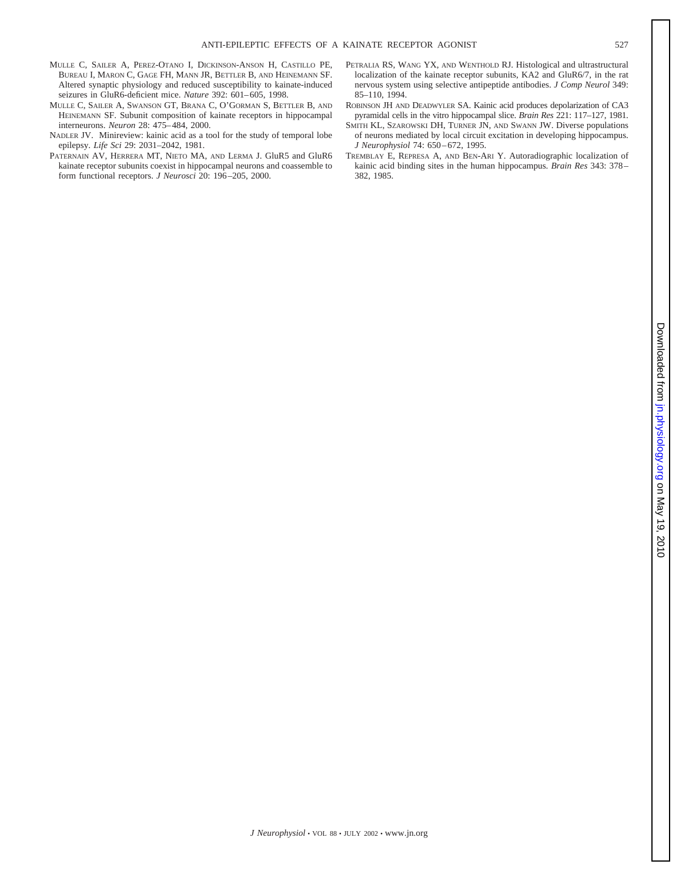Mulle C, Sailer A, Perez-Otano I, Dickinson-Anson H, Castillo PE, Bureau I, Maron C, Gage FH, Mann JR, Bettler B, and Heinemann SF. Altered synaptic physiology and reduced susceptibility to kainate-induced seizures in GluR6-deficient mice. *Nature* 392: 601–605, 1998.

Mulle C, Sailer A, Swanson GT, Brana C, O'Gorman S, Bettler B, and Heinemann SF. Subunit composition of kainate receptors in hippocampal interneurons. *Neuron* 28: 475–484, 2000.

Nadler JV. Minireview: kainic acid as a tool for the study of temporal lobe epilepsy. *Life Sci* 29: 2031–2042, 1981.

Paternain AV, Herrera MT, Nieto MA, and Lerma J. GluR5 and GluR6 kainate receptor subunits coexist in hippocampal neurons and coassemble to form functional receptors. *J Neurosci* 20: 196–205, 2000.

Petralia RS, Wang YX, and Wenthold RJ. Histological and ultrastructural localization of the kainate receptor subunits, KA2 and GluR6/7, in the rat nervous system using selective antipeptide antibodies. *J Comp Neurol* 349: 85–110, 1994.

Robinson JH and Deadwyler SA. Kainic acid produces depolarization of CA3 pyramidal cells in the vitro hippocampal slice. *Brain Res* 221: 117–127, 1981.

Smith KL, Szarowski DH, Turner JN, and Swann JW. Diverse populations of neurons mediated by local circuit excitation in developing hippocampus. *J Neurophysiol* 74: 650–672, 1995.

Tremblay E, Represa A, and Ben-Ari Y. Autoradiographic localization of kainic acid binding sites in the human hippocampus. *Brain Res* 343: 378–382, 1985.